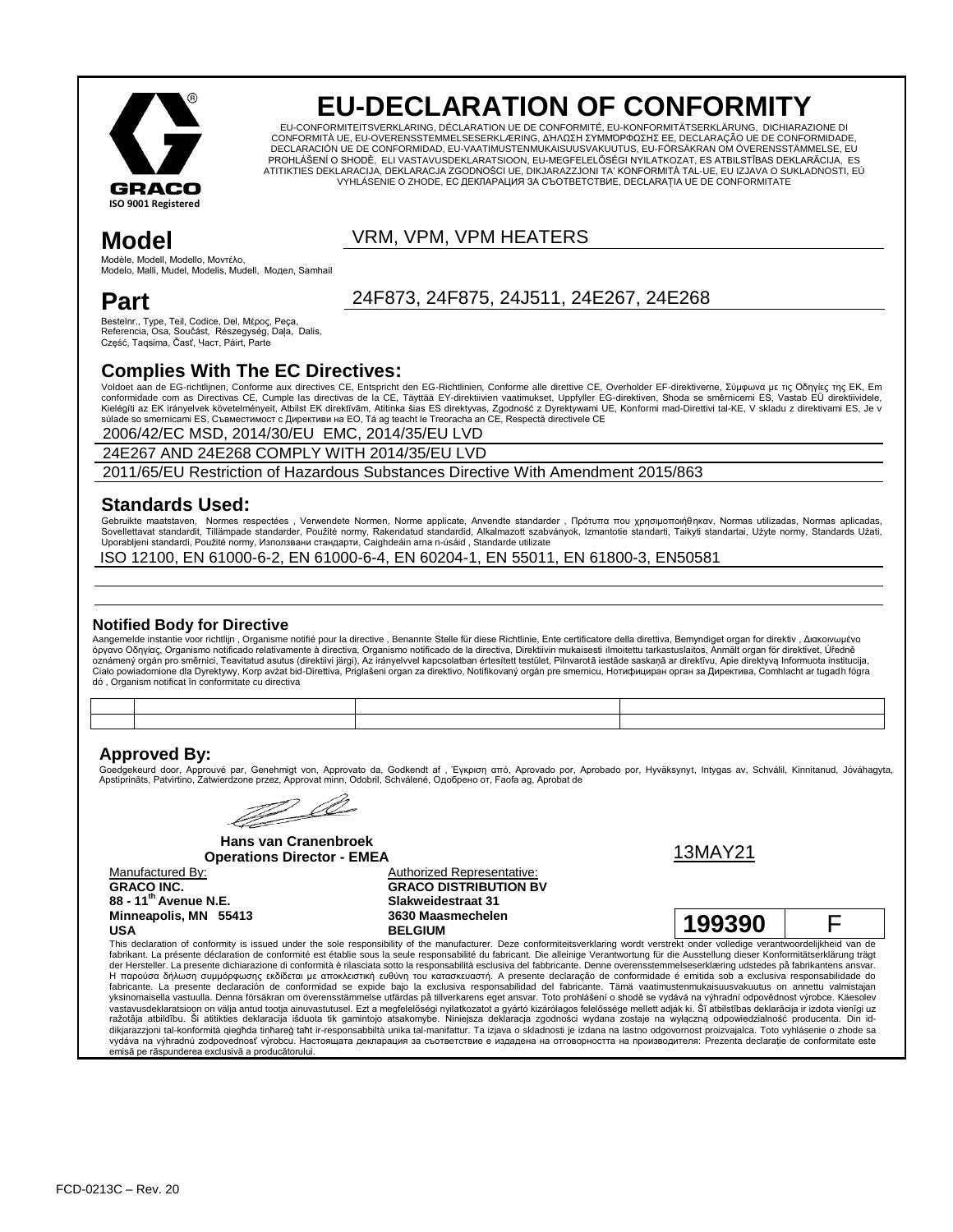GRACO®
ISO 9001 Registered

# EU-DECLARATION OF CONFORMITY

EU-CONFORMITEITSVERKLARING, DÉCLARATION UE DE CONFORMITÉ, EU-KONFORMITÄTSERKLÄRUNG, DICHIARAZIONE DI CONFORMITÀ UE, EU-OVERENSSTEMMELSESERKLÆRING, ΔΗΛΩΣΗ ΣΥΜΜΟΡΦΩΣΗΣ ΕΕ, DECLARAÇÃO UE DE CONFORMIDADE, DECLARACIÓN UE DE CONFORMIDAD, EU-VAATIMUSTENMUKAISUUSVAKUUTUS, EU-FÖRSÄKRAN OM ÖVERENSSTÄMMELSE, EU PROHLÁŠENÍ O SHODĚ, ELI VASTAVUSDEKLARATSIOON, EU-MEGFELELŐSÉGI NYILATKOZAT, ES ATBILSTĪBAS DEKLARĀCIJA, ES ATITIKTIES DEKLARACIJA, DEKLARACJA ZGODNOŚCI UE, DIKJARAZZJONI TA' KONFORMITÀ TAL-UE, EU IZJAVA O SUKLADNOSTI, EÚ VYHLÁSENIE O ZHODE, ЕС ДЕКЛАРАЦИЯ ЗА СЪОТВЕТСТВИЕ, DECLARAŢIA UE DE CONFORMITATE

## Model

Modèle, Modell, Modello, Μοντέλο, Modelo, Malli, Mudel, Modelis, Mudell, Модел, Samhail

VRM, VPM, VPM HEATERS

## Part

Bestelnr., Type, Teil, Codice, Del, Μέρος, Peça, Referencia, Osa, Součást, Részegység, Daļa, Dalis, Część, Taqsima, Časť, Част, Páirt, Parte

24F873, 24F875, 24J511, 24E267, 24E268

## Complies With The EC Directives:

Voldoet aan de EG-richtlijnen, Conforme aux directives CE, Entspricht den EG-Richtlinien, Conforme alle direttive CE, Overholder EF-direktiverne, Σύμφωνα με τις Οδηγίες της ΕΚ, Em conformidade com as Directivas CE, Cumple las directivas de la CE, Täyttää EY-direktiivien vaatimukset, Uppfyller EG-direktiven, Shoda se směrnicemi ES, Vastab EÜ direktiividele, Kielégíti az EK irányelvek követelményeit, Atbilst EK direktīvām, Atitinka šias ES direktyvas, Zgodność z Dyrektywami UE, Konformi mad-Direttivi tal-KE, V skladu z direktivami ES, Je v súlade so smernicami ES, Съвместимост с Директиви на ЕО, Tá ag teacht le Treoracha an CE, Respectă directivele CE

2006/42/EC MSD, 2014/30/EU EMC, 2014/35/EU LVD

24E267 AND 24E268 COMPLY WITH 2014/35/EU LVD

2011/65/EU Restriction of Hazardous Substances Directive With Amendment 2015/863

## Standards Used:

Gebruikte maatstaven, Normes respectées , Verwendete Normen, Norme applicate, Anvendte standarder , Πρότυπα που χρησιμοποιήθηκαν, Normas utilizadas, Normas aplicadas, Sovellettavat standardit, Tillämpade standarder, Použité normy, Rakendatud standardid, Alkalmazott szabványok, Izmantotie standarti, Taikyti standartai, Użyte normy, Standards Użati, Uporabljeni standardi, Použité normy, Използвани стандарти, Caighdeáin arna n-úsáid , Standarde utilizate

ISO 12100, EN 61000-6-2, EN 61000-6-4, EN 60204-1, EN 55011, EN 61800-3, EN50581

### Notified Body for Directive

Aangemelde instantie voor richtlijn , Organisme notifié pour la directive , Benannte Stelle für diese Richtlinie, Ente certificatore della direttiva, Bemyndiget organ for direktiv , Διακοινωμένο όργανο Οδηγίας, Organismo notificado relativamente à directiva, Organismo notificado de la directiva, Direktiivin mukaisesti ilmoitettu tarkastuslaitos, Anmält organ för direktivet, Úředně oznámený orgán pro směrnici, Teavitatud asutus (direktiivi järgi), Az irányelvvel kapcsolatban értesített testület, Pilnvarotā iestāde saskaņā ar direktīvu, Apie direktyvą Informuota institucija, Ciało powiadomione dla Dyrektywy, Korp avżat bid-Direttiva, Priglašeni organ za direktivo, Notifikovaný orgán pre smernicu, Нотифициран орган за Директива, Comhlacht ar tugadh fógra dó , Organism notificat în conformitate cu directiva

| | | | |
|---|---|---|---|
| | | | |

## Approved By:

Goedgekeurd door, Approuvé par, Genehmigt von, Approvato da, Godkendt af , Έγκριση από, Aprovado por, Aprobado por, Hyväksynyt, Intygas av, Schválil, Kinnitanud, Jóváhagyta, Apstiprināts, Patvirtino, Zatwierdzone przez, Approvat minn, Odobril, Schválené, Одобрено от, Faofa ag, Aprobat de

**Hans van Cranenbroek**
**Operations Director - EMEA**

13MAY21

Manufactured By:
**GRACO INC.**
**88 - 11th Avenue N.E.**
**Minneapolis, MN 55413**
**USA**

Authorized Representative:
**GRACO DISTRIBUTION BV**
**Slakweidestraat 31**
**3630 Maasmechelen**
**BELGIUM**

| 199390 | F |
|---|---|

This declaration of conformity is issued under the sole responsibility of the manufacturer. Deze conformiteitsverklaring wordt verstrekt onder volledige verantwoordelijkheid van de fabrikant. La présente déclaration de conformité est établie sous la seule responsabilité du fabricant. Die alleinige Verantwortung für die Ausstellung dieser Konformitätserklärung trägt der Hersteller. La presente dichiarazione di conformità è rilasciata sotto la responsabilità esclusiva del fabbricante. Denne overensstemmelseserklæring udstedes på fabrikantens ansvar. Η παρούσα δήλωση συμμόρφωσης εκδίδεται με αποκλειστική ευθύνη του κατασκευαστή. A presente declaração de conformidade é emitida sob a exclusiva responsabilidade do fabricante. La presente declaración de conformidad se expide bajo la exclusiva responsabilidad del fabricante. Tämä vaatimustenmukaisuusvakuutus on annettu valmistajan yksinomaisella vastuulla. Denna försäkran om överensstämmelse utfärdas på tillverkarens eget ansvar. Toto prohlášení o shodě se vydává na výhradní odpovědnost výrobce. Käesolev vastavusdeklaratsioon on välja antud tootja ainuvastutusel. Ezt a megfelelőségi nyilatkozatot a gyártó kizárólagos felelőssége mellett adják ki. Šī atbilstības deklarācija ir izdota vienīgi uz ražotāja atbildību. Ši atitikties deklaracija išduota tik gamintojo atsakomybe. Niniejsza deklaracja zgodności wydana zostaje na wyłączną odpowiedzialność producenta. Din id-dikjarazzjoni tal-konformità qiegħda tinħareġ taħt ir-responsabbiltà unika tal-manifattur. Ta izjava o skladnosti je izdana na lastno odgovornost proizvajalca. Toto vyhlásenie o zhode sa vydáva na výhradnú zodpovednosť výrobcu. Настоящата декларация за съответствие е издадена на отговорността на производителя: Prezenta declarație de conformitate este emisă pe răspunderea exclusivă a producătorului.

FCD-0213C – Rev. 20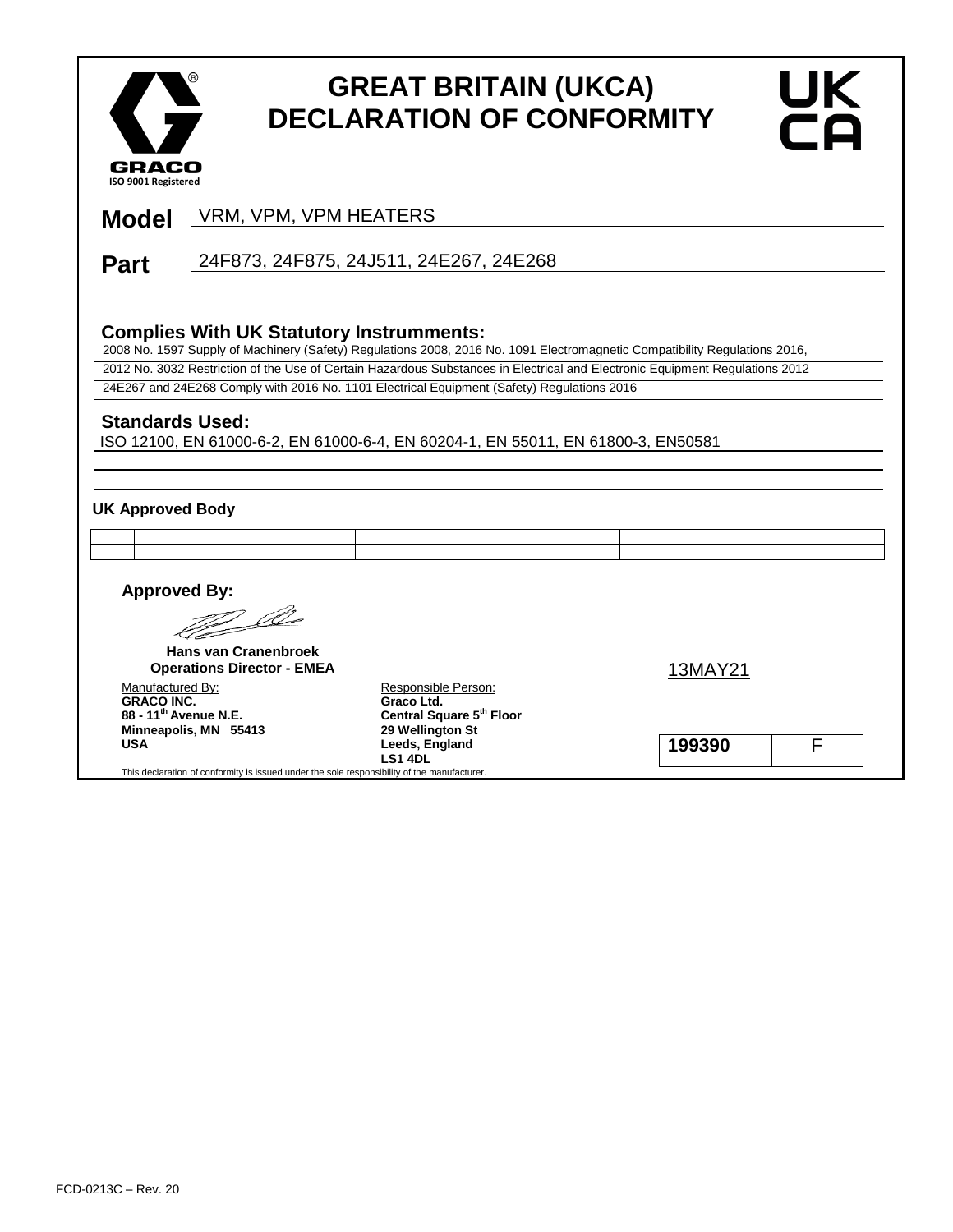GRACO
ISO 9001 Registered

# GREAT BRITAIN (UKCA) DECLARATION OF CONFORMITY

UK CA

**Model** VRM, VPM, VPM HEATERS

**Part** 24F873, 24F875, 24J511, 24E267, 24E268

### Complies With UK Statutory Instrumments:

2008 No. 1597 Supply of Machinery (Safety) Regulations 2008, 2016 No. 1091 Electromagnetic Compatibility Regulations 2016,

2012 No. 3032 Restriction of the Use of Certain Hazardous Substances in Electrical and Electronic Equipment Regulations 2012

24E267 and 24E268 Comply with 2016 No. 1101 Electrical Equipment (Safety) Regulations 2016

### Standards Used:

ISO 12100, EN 61000-6-2, EN 61000-6-4, EN 60204-1, EN 55011, EN 61800-3, EN50581

**UK Approved Body**

| | | | |
|---|---|---|---|
| | | | |

**Approved By:**

**Hans van Cranenbroek**
**Operations Director - EMEA**

13MAY21

Manufactured By:
**GRACO INC.**
**88 - 11th Avenue N.E.**
**Minneapolis, MN 55413**
**USA**

Responsible Person:
**Graco Ltd.**
**Central Square 5th Floor**
**29 Wellington St**
**Leeds, England**
**LS1 4DL**

| | |
|---|---|
| **199390** | F |

This declaration of conformity is issued under the sole responsibility of the manufacturer.

FCD-0213C – Rev. 20